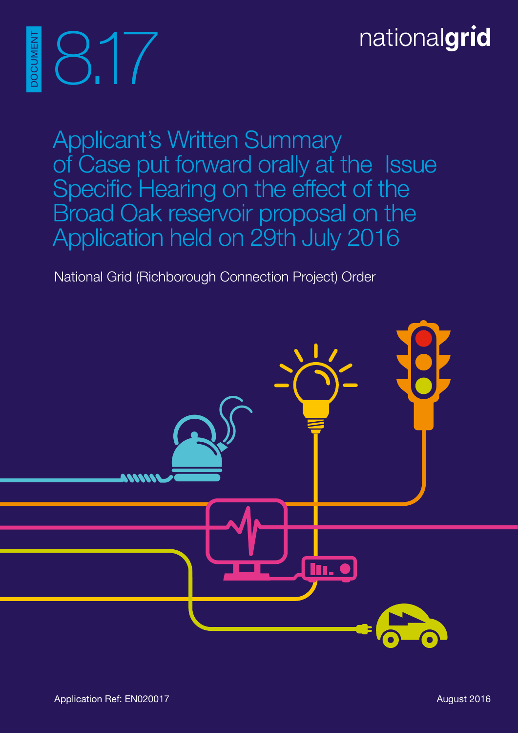DOCUMENT 8.17

nationalgrid

# Applicant's Written Summary of Case put forward orally at the Issue Specific Hearing on the effect of the Broad Oak reservoir proposal on the Application held on 29th July 2016

National Grid (Richborough Connection Project) Order

Application Ref: EN020017

August 2016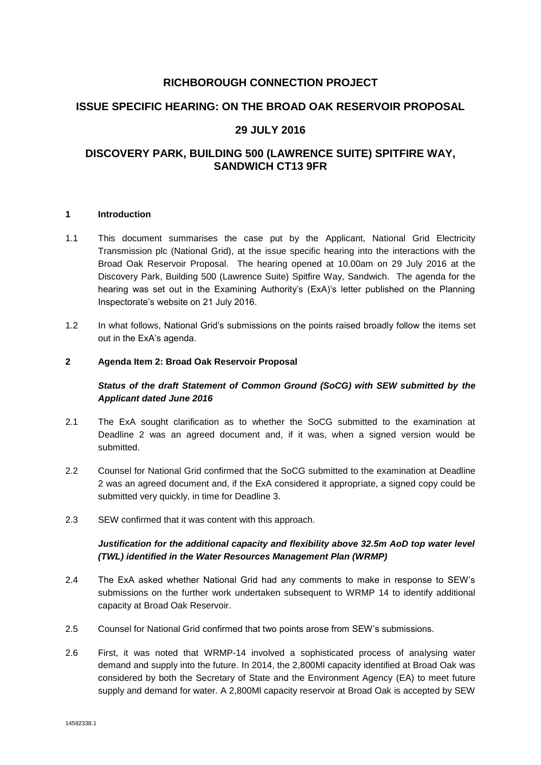# RICHBOROUGH CONNECTION PROJECT

## ISSUE SPECIFIC HEARING: ON THE BROAD OAK RESERVOIR PROPOSAL

## 29 JULY 2016

## DISCOVERY PARK, BUILDING 500 (LAWRENCE SUITE) SPITFIRE WAY, SANDWICH CT13 9FR

### 1 Introduction

1.1 This document summarises the case put by the Applicant, National Grid Electricity Transmission plc (National Grid), at the issue specific hearing into the interactions with the Broad Oak Reservoir Proposal. The hearing opened at 10.00am on 29 July 2016 at the Discovery Park, Building 500 (Lawrence Suite) Spitfire Way, Sandwich. The agenda for the hearing was set out in the Examining Authority's (ExA)'s letter published on the Planning Inspectorate's website on 21 July 2016.

1.2 In what follows, National Grid's submissions on the points raised broadly follow the items set out in the ExA's agenda.

### 2 Agenda Item 2: Broad Oak Reservoir Proposal

***Status of the draft Statement of Common Ground (SoCG) with SEW submitted by the Applicant dated June 2016***

2.1 The ExA sought clarification as to whether the SoCG submitted to the examination at Deadline 2 was an agreed document and, if it was, when a signed version would be submitted.

2.2 Counsel for National Grid confirmed that the SoCG submitted to the examination at Deadline 2 was an agreed document and, if the ExA considered it appropriate, a signed copy could be submitted very quickly, in time for Deadline 3.

2.3 SEW confirmed that it was content with this approach.

***Justification for the additional capacity and flexibility above 32.5m AoD top water level (TWL) identified in the Water Resources Management Plan (WRMP)***

2.4 The ExA asked whether National Grid had any comments to make in response to SEW's submissions on the further work undertaken subsequent to WRMP 14 to identify additional capacity at Broad Oak Reservoir.

2.5 Counsel for National Grid confirmed that two points arose from SEW's submissions.

2.6 First, it was noted that WRMP-14 involved a sophisticated process of analysing water demand and supply into the future. In 2014, the 2,800Ml capacity identified at Broad Oak was considered by both the Secretary of State and the Environment Agency (EA) to meet future supply and demand for water. A 2,800Ml capacity reservoir at Broad Oak is accepted by SEW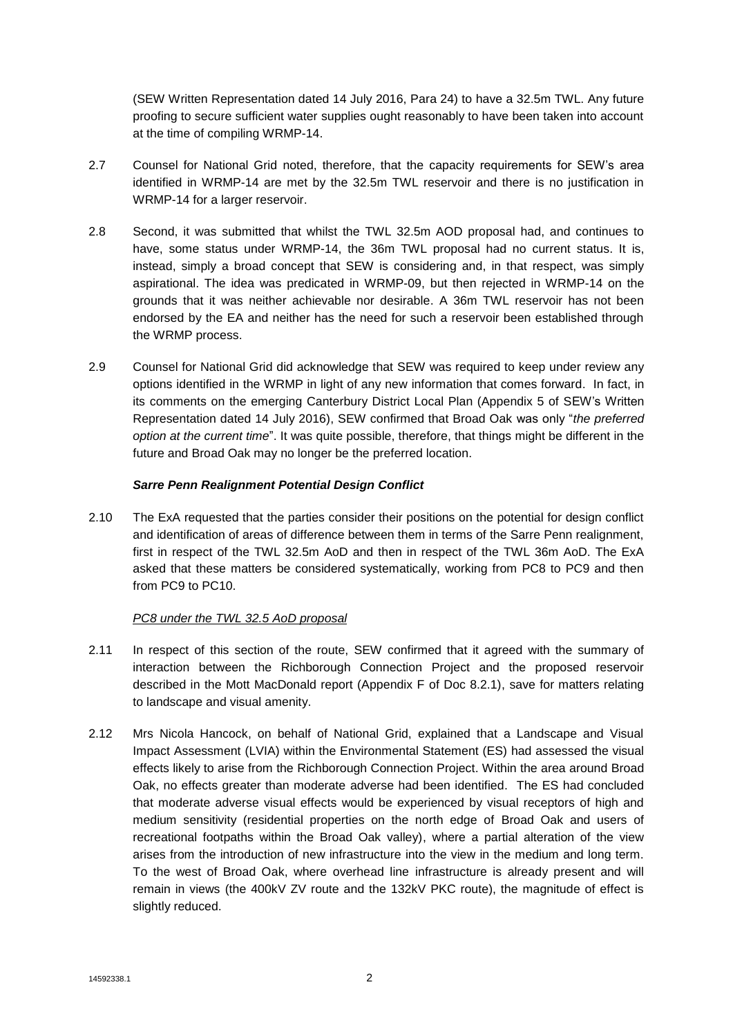(SEW Written Representation dated 14 July 2016, Para 24) to have a 32.5m TWL. Any future proofing to secure sufficient water supplies ought reasonably to have been taken into account at the time of compiling WRMP-14.

2.7 Counsel for National Grid noted, therefore, that the capacity requirements for SEW's area identified in WRMP-14 are met by the 32.5m TWL reservoir and there is no justification in WRMP-14 for a larger reservoir.

2.8 Second, it was submitted that whilst the TWL 32.5m AOD proposal had, and continues to have, some status under WRMP-14, the 36m TWL proposal had no current status. It is, instead, simply a broad concept that SEW is considering and, in that respect, was simply aspirational. The idea was predicated in WRMP-09, but then rejected in WRMP-14 on the grounds that it was neither achievable nor desirable. A 36m TWL reservoir has not been endorsed by the EA and neither has the need for such a reservoir been established through the WRMP process.

2.9 Counsel for National Grid did acknowledge that SEW was required to keep under review any options identified in the WRMP in light of any new information that comes forward. In fact, in its comments on the emerging Canterbury District Local Plan (Appendix 5 of SEW's Written Representation dated 14 July 2016), SEW confirmed that Broad Oak was only "*the preferred option at the current time*". It was quite possible, therefore, that things might be different in the future and Broad Oak may no longer be the preferred location.

### *Sarre Penn Realignment Potential Design Conflict*

2.10 The ExA requested that the parties consider their positions on the potential for design conflict and identification of areas of difference between them in terms of the Sarre Penn realignment, first in respect of the TWL 32.5m AoD and then in respect of the TWL 36m AoD. The ExA asked that these matters be considered systematically, working from PC8 to PC9 and then from PC9 to PC10.

*PC8 under the TWL 32.5 AoD proposal*

2.11 In respect of this section of the route, SEW confirmed that it agreed with the summary of interaction between the Richborough Connection Project and the proposed reservoir described in the Mott MacDonald report (Appendix F of Doc 8.2.1), save for matters relating to landscape and visual amenity.

2.12 Mrs Nicola Hancock, on behalf of National Grid, explained that a Landscape and Visual Impact Assessment (LVIA) within the Environmental Statement (ES) had assessed the visual effects likely to arise from the Richborough Connection Project. Within the area around Broad Oak, no effects greater than moderate adverse had been identified. The ES had concluded that moderate adverse visual effects would be experienced by visual receptors of high and medium sensitivity (residential properties on the north edge of Broad Oak and users of recreational footpaths within the Broad Oak valley), where a partial alteration of the view arises from the introduction of new infrastructure into the view in the medium and long term. To the west of Broad Oak, where overhead line infrastructure is already present and will remain in views (the 400kV ZV route and the 132kV PKC route), the magnitude of effect is slightly reduced.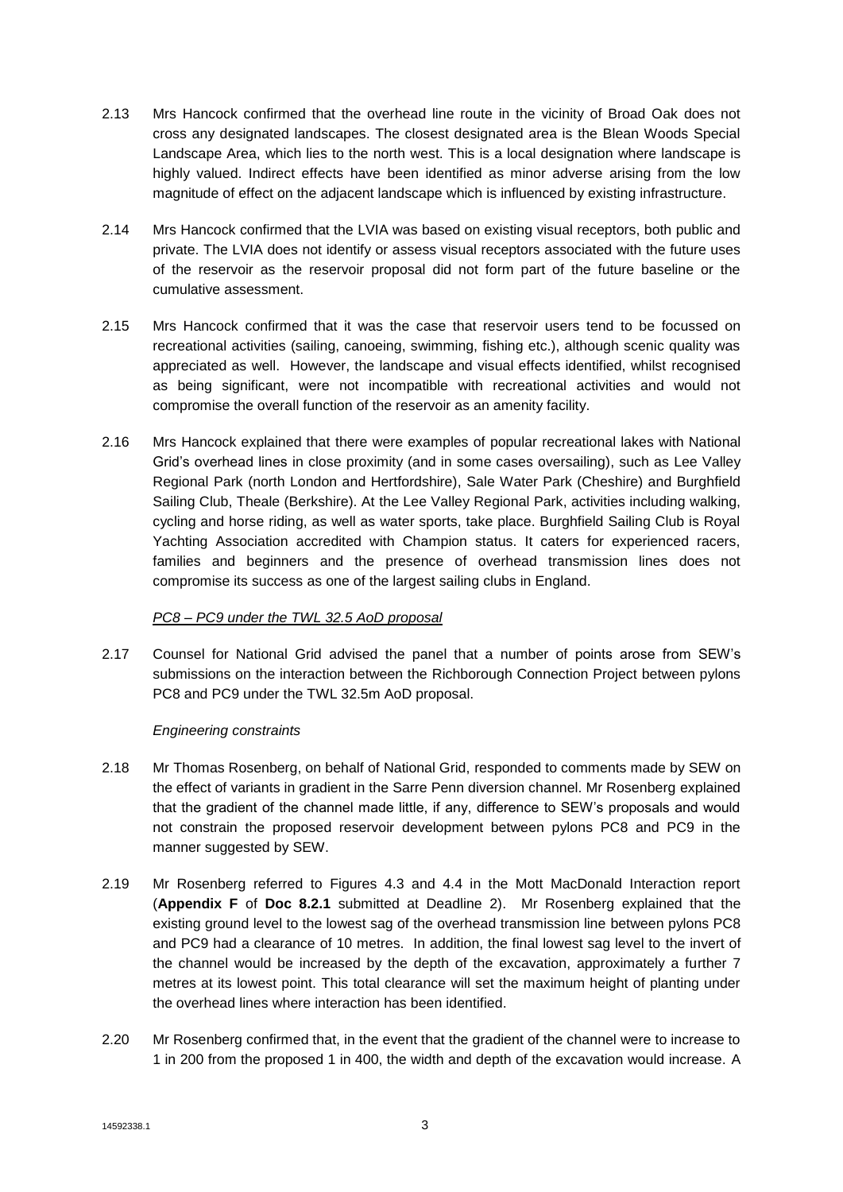2.13 Mrs Hancock confirmed that the overhead line route in the vicinity of Broad Oak does not cross any designated landscapes. The closest designated area is the Blean Woods Special Landscape Area, which lies to the north west. This is a local designation where landscape is highly valued. Indirect effects have been identified as minor adverse arising from the low magnitude of effect on the adjacent landscape which is influenced by existing infrastructure.

2.14 Mrs Hancock confirmed that the LVIA was based on existing visual receptors, both public and private. The LVIA does not identify or assess visual receptors associated with the future uses of the reservoir as the reservoir proposal did not form part of the future baseline or the cumulative assessment.

2.15 Mrs Hancock confirmed that it was the case that reservoir users tend to be focussed on recreational activities (sailing, canoeing, swimming, fishing etc.), although scenic quality was appreciated as well. However, the landscape and visual effects identified, whilst recognised as being significant, were not incompatible with recreational activities and would not compromise the overall function of the reservoir as an amenity facility.

2.16 Mrs Hancock explained that there were examples of popular recreational lakes with National Grid's overhead lines in close proximity (and in some cases oversailing), such as Lee Valley Regional Park (north London and Hertfordshire), Sale Water Park (Cheshire) and Burghfield Sailing Club, Theale (Berkshire). At the Lee Valley Regional Park, activities including walking, cycling and horse riding, as well as water sports, take place. Burghfield Sailing Club is Royal Yachting Association accredited with Champion status. It caters for experienced racers, families and beginners and the presence of overhead transmission lines does not compromise its success as one of the largest sailing clubs in England.

*PC8 – PC9 under the TWL 32.5 AoD proposal*

2.17 Counsel for National Grid advised the panel that a number of points arose from SEW's submissions on the interaction between the Richborough Connection Project between pylons PC8 and PC9 under the TWL 32.5m AoD proposal.

*Engineering constraints*

2.18 Mr Thomas Rosenberg, on behalf of National Grid, responded to comments made by SEW on the effect of variants in gradient in the Sarre Penn diversion channel. Mr Rosenberg explained that the gradient of the channel made little, if any, difference to SEW's proposals and would not constrain the proposed reservoir development between pylons PC8 and PC9 in the manner suggested by SEW.

2.19 Mr Rosenberg referred to Figures 4.3 and 4.4 in the Mott MacDonald Interaction report (**Appendix F** of **Doc 8.2.1** submitted at Deadline 2). Mr Rosenberg explained that the existing ground level to the lowest sag of the overhead transmission line between pylons PC8 and PC9 had a clearance of 10 metres. In addition, the final lowest sag level to the invert of the channel would be increased by the depth of the excavation, approximately a further 7 metres at its lowest point. This total clearance will set the maximum height of planting under the overhead lines where interaction has been identified.

2.20 Mr Rosenberg confirmed that, in the event that the gradient of the channel were to increase to 1 in 200 from the proposed 1 in 400, the width and depth of the excavation would increase. A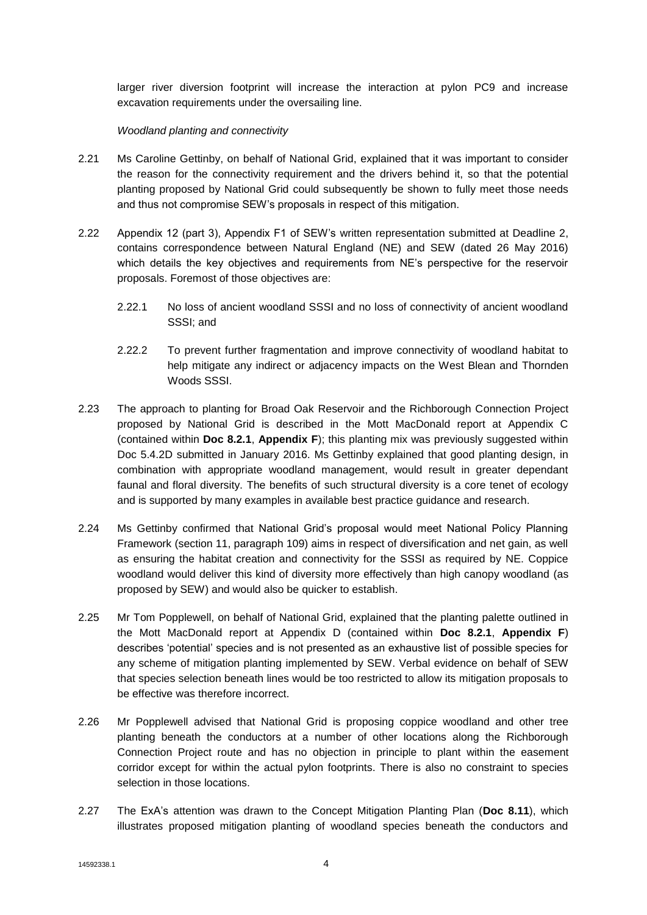larger river diversion footprint will increase the interaction at pylon PC9 and increase excavation requirements under the oversailing line.

*Woodland planting and connectivity*

2.21 Ms Caroline Gettinby, on behalf of National Grid, explained that it was important to consider the reason for the connectivity requirement and the drivers behind it, so that the potential planting proposed by National Grid could subsequently be shown to fully meet those needs and thus not compromise SEW's proposals in respect of this mitigation.

2.22 Appendix 12 (part 3), Appendix F1 of SEW's written representation submitted at Deadline 2, contains correspondence between Natural England (NE) and SEW (dated 26 May 2016) which details the key objectives and requirements from NE's perspective for the reservoir proposals. Foremost of those objectives are:

2.22.1 No loss of ancient woodland SSSI and no loss of connectivity of ancient woodland SSSI; and

2.22.2 To prevent further fragmentation and improve connectivity of woodland habitat to help mitigate any indirect or adjacency impacts on the West Blean and Thornden Woods SSSI.

2.23 The approach to planting for Broad Oak Reservoir and the Richborough Connection Project proposed by National Grid is described in the Mott MacDonald report at Appendix C (contained within **Doc 8.2.1**, **Appendix F**); this planting mix was previously suggested within Doc 5.4.2D submitted in January 2016. Ms Gettinby explained that good planting design, in combination with appropriate woodland management, would result in greater dependant faunal and floral diversity. The benefits of such structural diversity is a core tenet of ecology and is supported by many examples in available best practice guidance and research.

2.24 Ms Gettinby confirmed that National Grid's proposal would meet National Policy Planning Framework (section 11, paragraph 109) aims in respect of diversification and net gain, as well as ensuring the habitat creation and connectivity for the SSSI as required by NE. Coppice woodland would deliver this kind of diversity more effectively than high canopy woodland (as proposed by SEW) and would also be quicker to establish.

2.25 Mr Tom Popplewell, on behalf of National Grid, explained that the planting palette outlined in the Mott MacDonald report at Appendix D (contained within **Doc 8.2.1**, **Appendix F**) describes 'potential' species and is not presented as an exhaustive list of possible species for any scheme of mitigation planting implemented by SEW. Verbal evidence on behalf of SEW that species selection beneath lines would be too restricted to allow its mitigation proposals to be effective was therefore incorrect.

2.26 Mr Popplewell advised that National Grid is proposing coppice woodland and other tree planting beneath the conductors at a number of other locations along the Richborough Connection Project route and has no objection in principle to plant within the easement corridor except for within the actual pylon footprints. There is also no constraint to species selection in those locations.

2.27 The ExA's attention was drawn to the Concept Mitigation Planting Plan (**Doc 8.11**), which illustrates proposed mitigation planting of woodland species beneath the conductors and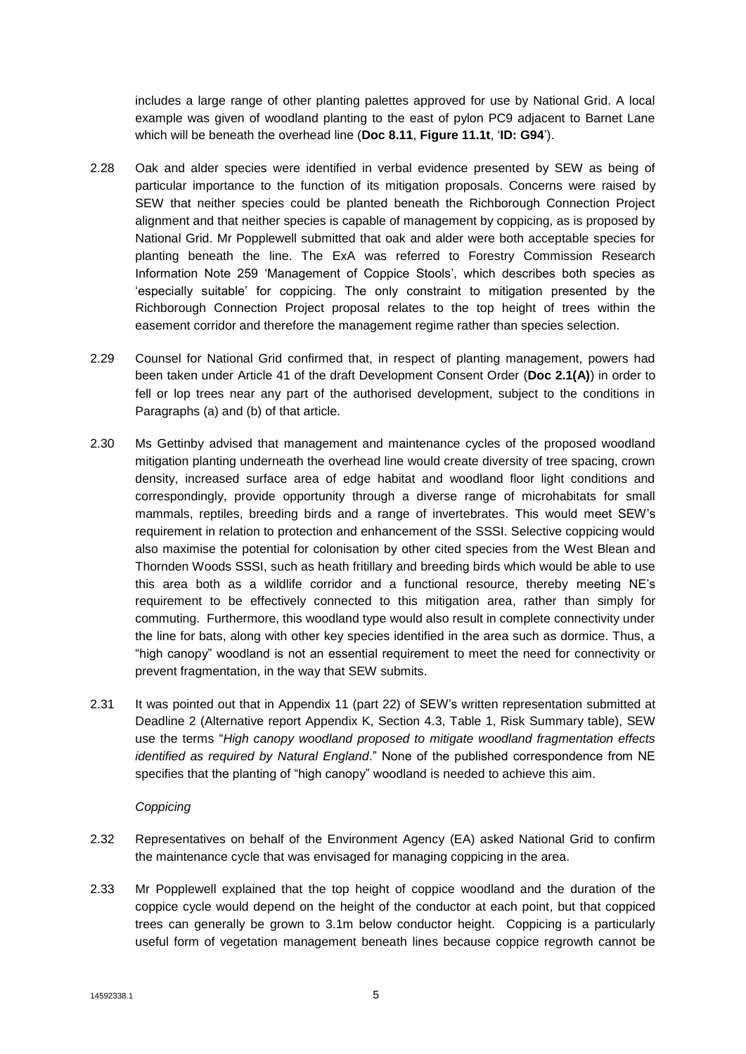includes a large range of other planting palettes approved for use by National Grid. A local example was given of woodland planting to the east of pylon PC9 adjacent to Barnet Lane which will be beneath the overhead line (**Doc 8.11**, **Figure 11.1t**, '**ID: G94**').

2.28 Oak and alder species were identified in verbal evidence presented by SEW as being of particular importance to the function of its mitigation proposals. Concerns were raised by SEW that neither species could be planted beneath the Richborough Connection Project alignment and that neither species is capable of management by coppicing, as is proposed by National Grid. Mr Popplewell submitted that oak and alder were both acceptable species for planting beneath the line. The ExA was referred to Forestry Commission Research Information Note 259 'Management of Coppice Stools', which describes both species as 'especially suitable' for coppicing. The only constraint to mitigation presented by the Richborough Connection Project proposal relates to the top height of trees within the easement corridor and therefore the management regime rather than species selection.

2.29 Counsel for National Grid confirmed that, in respect of planting management, powers had been taken under Article 41 of the draft Development Consent Order (**Doc 2.1(A)**) in order to fell or lop trees near any part of the authorised development, subject to the conditions in Paragraphs (a) and (b) of that article.

2.30 Ms Gettinby advised that management and maintenance cycles of the proposed woodland mitigation planting underneath the overhead line would create diversity of tree spacing, crown density, increased surface area of edge habitat and woodland floor light conditions and correspondingly, provide opportunity through a diverse range of microhabitats for small mammals, reptiles, breeding birds and a range of invertebrates. This would meet SEW's requirement in relation to protection and enhancement of the SSSI. Selective coppicing would also maximise the potential for colonisation by other cited species from the West Blean and Thornden Woods SSSI, such as heath fritillary and breeding birds which would be able to use this area both as a wildlife corridor and a functional resource, thereby meeting NE's requirement to be effectively connected to this mitigation area, rather than simply for commuting. Furthermore, this woodland type would also result in complete connectivity under the line for bats, along with other key species identified in the area such as dormice. Thus, a "high canopy" woodland is not an essential requirement to meet the need for connectivity or prevent fragmentation, in the way that SEW submits.

2.31 It was pointed out that in Appendix 11 (part 22) of SEW's written representation submitted at Deadline 2 (Alternative report Appendix K, Section 4.3, Table 1, Risk Summary table), SEW use the terms "*High canopy woodland proposed to mitigate woodland fragmentation effects identified as required by Natural England*." None of the published correspondence from NE specifies that the planting of "high canopy" woodland is needed to achieve this aim.

*Coppicing*

2.32 Representatives on behalf of the Environment Agency (EA) asked National Grid to confirm the maintenance cycle that was envisaged for managing coppicing in the area.

2.33 Mr Popplewell explained that the top height of coppice woodland and the duration of the coppice cycle would depend on the height of the conductor at each point, but that coppiced trees can generally be grown to 3.1m below conductor height. Coppicing is a particularly useful form of vegetation management beneath lines because coppice regrowth cannot be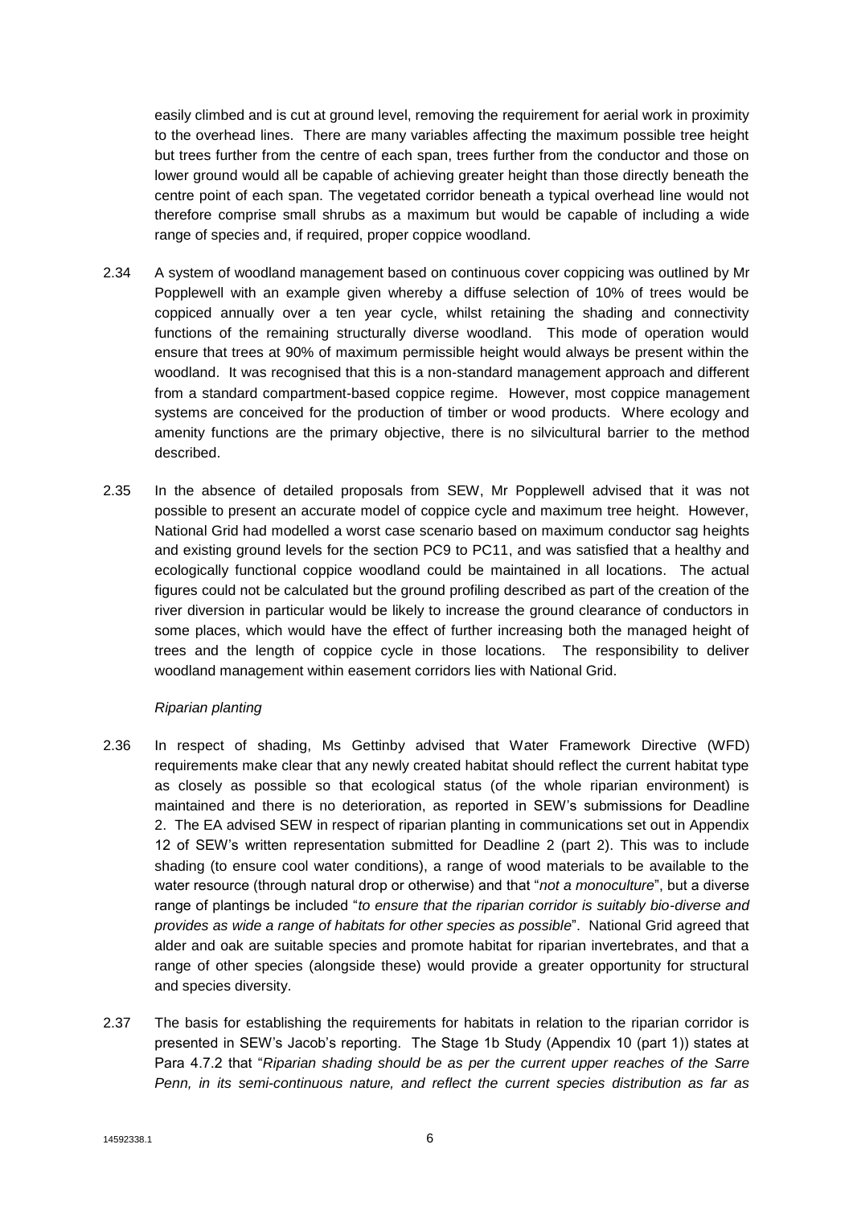easily climbed and is cut at ground level, removing the requirement for aerial work in proximity to the overhead lines. There are many variables affecting the maximum possible tree height but trees further from the centre of each span, trees further from the conductor and those on lower ground would all be capable of achieving greater height than those directly beneath the centre point of each span. The vegetated corridor beneath a typical overhead line would not therefore comprise small shrubs as a maximum but would be capable of including a wide range of species and, if required, proper coppice woodland.

2.34 A system of woodland management based on continuous cover coppicing was outlined by Mr Popplewell with an example given whereby a diffuse selection of 10% of trees would be coppiced annually over a ten year cycle, whilst retaining the shading and connectivity functions of the remaining structurally diverse woodland. This mode of operation would ensure that trees at 90% of maximum permissible height would always be present within the woodland. It was recognised that this is a non-standard management approach and different from a standard compartment-based coppice regime. However, most coppice management systems are conceived for the production of timber or wood products. Where ecology and amenity functions are the primary objective, there is no silvicultural barrier to the method described.

2.35 In the absence of detailed proposals from SEW, Mr Popplewell advised that it was not possible to present an accurate model of coppice cycle and maximum tree height. However, National Grid had modelled a worst case scenario based on maximum conductor sag heights and existing ground levels for the section PC9 to PC11, and was satisfied that a healthy and ecologically functional coppice woodland could be maintained in all locations. The actual figures could not be calculated but the ground profiling described as part of the creation of the river diversion in particular would be likely to increase the ground clearance of conductors in some places, which would have the effect of further increasing both the managed height of trees and the length of coppice cycle in those locations. The responsibility to deliver woodland management within easement corridors lies with National Grid.

*Riparian planting*

2.36 In respect of shading, Ms Gettinby advised that Water Framework Directive (WFD) requirements make clear that any newly created habitat should reflect the current habitat type as closely as possible so that ecological status (of the whole riparian environment) is maintained and there is no deterioration, as reported in SEW's submissions for Deadline 2. The EA advised SEW in respect of riparian planting in communications set out in Appendix 12 of SEW's written representation submitted for Deadline 2 (part 2). This was to include shading (to ensure cool water conditions), a range of wood materials to be available to the water resource (through natural drop or otherwise) and that "*not a monoculture*", but a diverse range of plantings be included "*to ensure that the riparian corridor is suitably bio-diverse and provides as wide a range of habitats for other species as possible*". National Grid agreed that alder and oak are suitable species and promote habitat for riparian invertebrates, and that a range of other species (alongside these) would provide a greater opportunity for structural and species diversity.

2.37 The basis for establishing the requirements for habitats in relation to the riparian corridor is presented in SEW's Jacob's reporting. The Stage 1b Study (Appendix 10 (part 1)) states at Para 4.7.2 that "*Riparian shading should be as per the current upper reaches of the Sarre Penn, in its semi-continuous nature, and reflect the current species distribution as far as*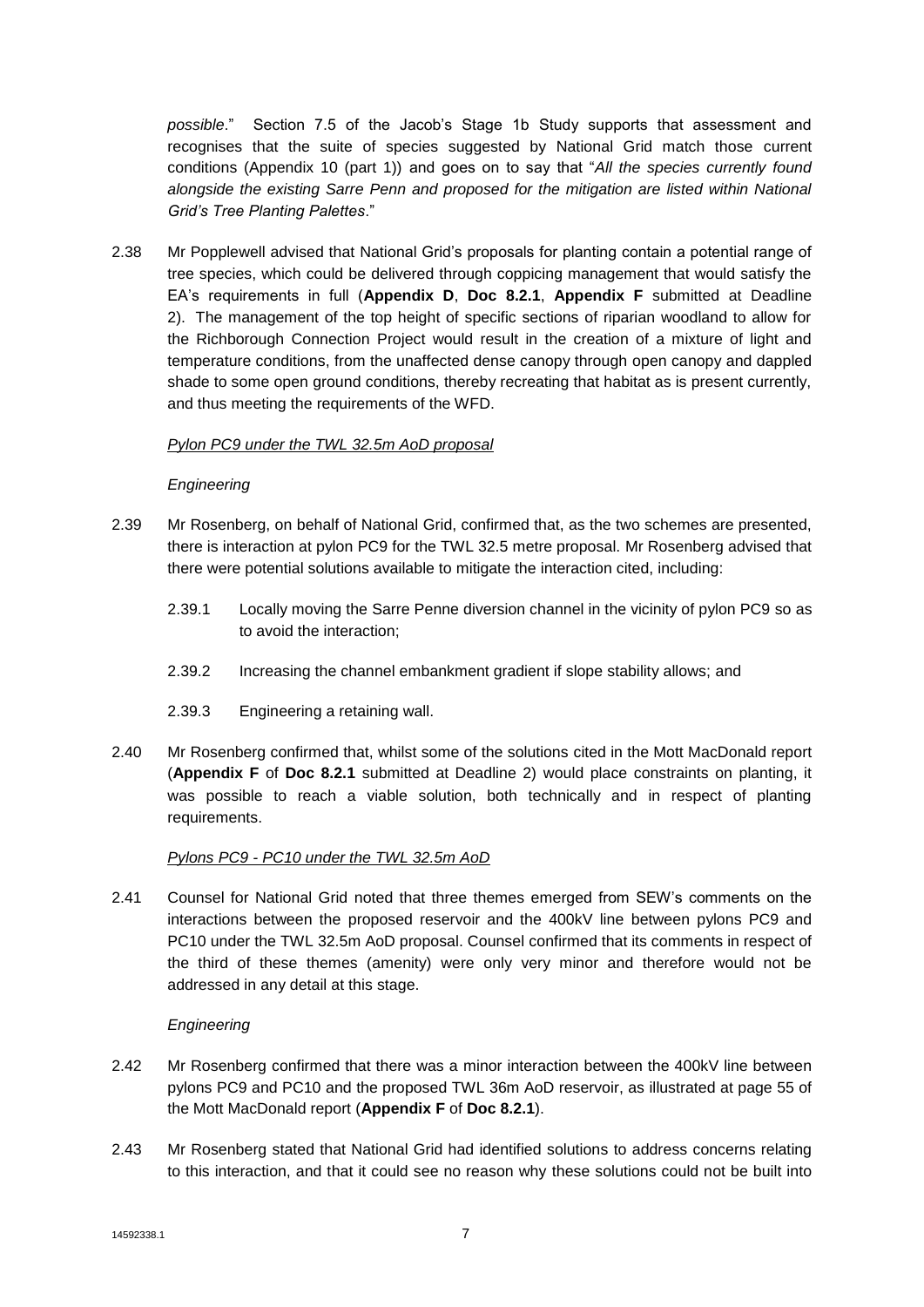*possible*." Section 7.5 of the Jacob's Stage 1b Study supports that assessment and recognises that the suite of species suggested by National Grid match those current conditions (Appendix 10 (part 1)) and goes on to say that "*All the species currently found alongside the existing Sarre Penn and proposed for the mitigation are listed within National Grid's Tree Planting Palettes*."

2.38 Mr Popplewell advised that National Grid's proposals for planting contain a potential range of tree species, which could be delivered through coppicing management that would satisfy the EA's requirements in full (**Appendix D**, **Doc 8.2.1**, **Appendix F** submitted at Deadline 2). The management of the top height of specific sections of riparian woodland to allow for the Richborough Connection Project would result in the creation of a mixture of light and temperature conditions, from the unaffected dense canopy through open canopy and dappled shade to some open ground conditions, thereby recreating that habitat as is present currently, and thus meeting the requirements of the WFD.

*Pylon PC9 under the TWL 32.5m AoD proposal*

*Engineering*

2.39 Mr Rosenberg, on behalf of National Grid, confirmed that, as the two schemes are presented, there is interaction at pylon PC9 for the TWL 32.5 metre proposal. Mr Rosenberg advised that there were potential solutions available to mitigate the interaction cited, including:

2.39.1 Locally moving the Sarre Penne diversion channel in the vicinity of pylon PC9 so as to avoid the interaction;

2.39.2 Increasing the channel embankment gradient if slope stability allows; and

2.39.3 Engineering a retaining wall.

2.40 Mr Rosenberg confirmed that, whilst some of the solutions cited in the Mott MacDonald report (**Appendix F** of **Doc 8.2.1** submitted at Deadline 2) would place constraints on planting, it was possible to reach a viable solution, both technically and in respect of planting requirements.

*Pylons PC9 - PC10 under the TWL 32.5m AoD*

2.41 Counsel for National Grid noted that three themes emerged from SEW's comments on the interactions between the proposed reservoir and the 400kV line between pylons PC9 and PC10 under the TWL 32.5m AoD proposal. Counsel confirmed that its comments in respect of the third of these themes (amenity) were only very minor and therefore would not be addressed in any detail at this stage.

*Engineering*

2.42 Mr Rosenberg confirmed that there was a minor interaction between the 400kV line between pylons PC9 and PC10 and the proposed TWL 36m AoD reservoir, as illustrated at page 55 of the Mott MacDonald report (**Appendix F** of **Doc 8.2.1**).

2.43 Mr Rosenberg stated that National Grid had identified solutions to address concerns relating to this interaction, and that it could see no reason why these solutions could not be built into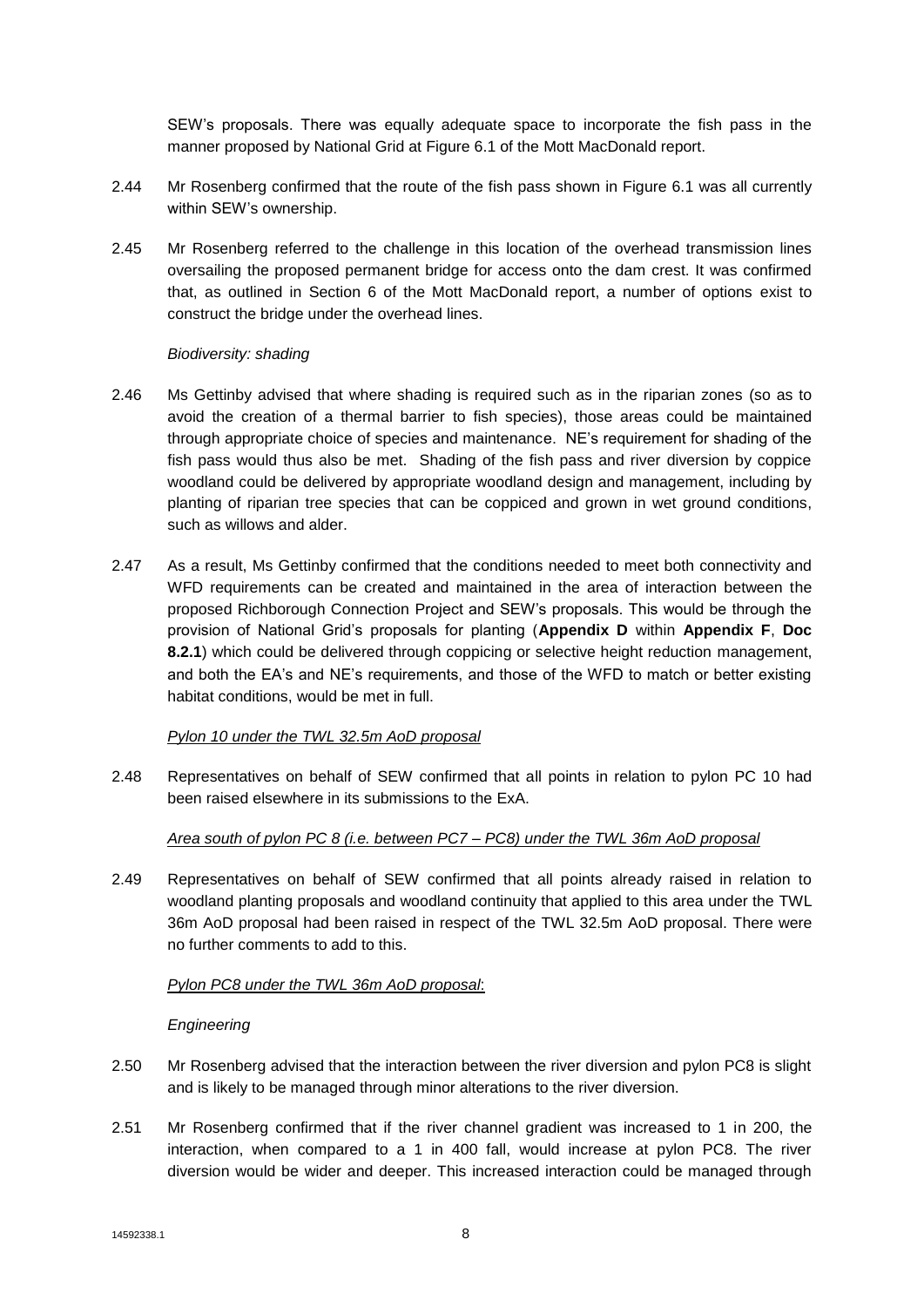SEW's proposals. There was equally adequate space to incorporate the fish pass in the manner proposed by National Grid at Figure 6.1 of the Mott MacDonald report.

2.44 Mr Rosenberg confirmed that the route of the fish pass shown in Figure 6.1 was all currently within SEW's ownership.

2.45 Mr Rosenberg referred to the challenge in this location of the overhead transmission lines oversailing the proposed permanent bridge for access onto the dam crest. It was confirmed that, as outlined in Section 6 of the Mott MacDonald report, a number of options exist to construct the bridge under the overhead lines.

*Biodiversity: shading*

2.46 Ms Gettinby advised that where shading is required such as in the riparian zones (so as to avoid the creation of a thermal barrier to fish species), those areas could be maintained through appropriate choice of species and maintenance. NE's requirement for shading of the fish pass would thus also be met. Shading of the fish pass and river diversion by coppice woodland could be delivered by appropriate woodland design and management, including by planting of riparian tree species that can be coppiced and grown in wet ground conditions, such as willows and alder.

2.47 As a result, Ms Gettinby confirmed that the conditions needed to meet both connectivity and WFD requirements can be created and maintained in the area of interaction between the proposed Richborough Connection Project and SEW's proposals. This would be through the provision of National Grid's proposals for planting (**Appendix D** within **Appendix F**, **Doc 8.2.1**) which could be delivered through coppicing or selective height reduction management, and both the EA's and NE's requirements, and those of the WFD to match or better existing habitat conditions, would be met in full.

*Pylon 10 under the TWL 32.5m AoD proposal*

2.48 Representatives on behalf of SEW confirmed that all points in relation to pylon PC 10 had been raised elsewhere in its submissions to the ExA.

*Area south of pylon PC 8 (i.e. between PC7 – PC8) under the TWL 36m AoD proposal*

2.49 Representatives on behalf of SEW confirmed that all points already raised in relation to woodland planting proposals and woodland continuity that applied to this area under the TWL 36m AoD proposal had been raised in respect of the TWL 32.5m AoD proposal. There were no further comments to add to this.

*Pylon PC8 under the TWL 36m AoD proposal*:

*Engineering*

2.50 Mr Rosenberg advised that the interaction between the river diversion and pylon PC8 is slight and is likely to be managed through minor alterations to the river diversion.

2.51 Mr Rosenberg confirmed that if the river channel gradient was increased to 1 in 200, the interaction, when compared to a 1 in 400 fall, would increase at pylon PC8. The river diversion would be wider and deeper. This increased interaction could be managed through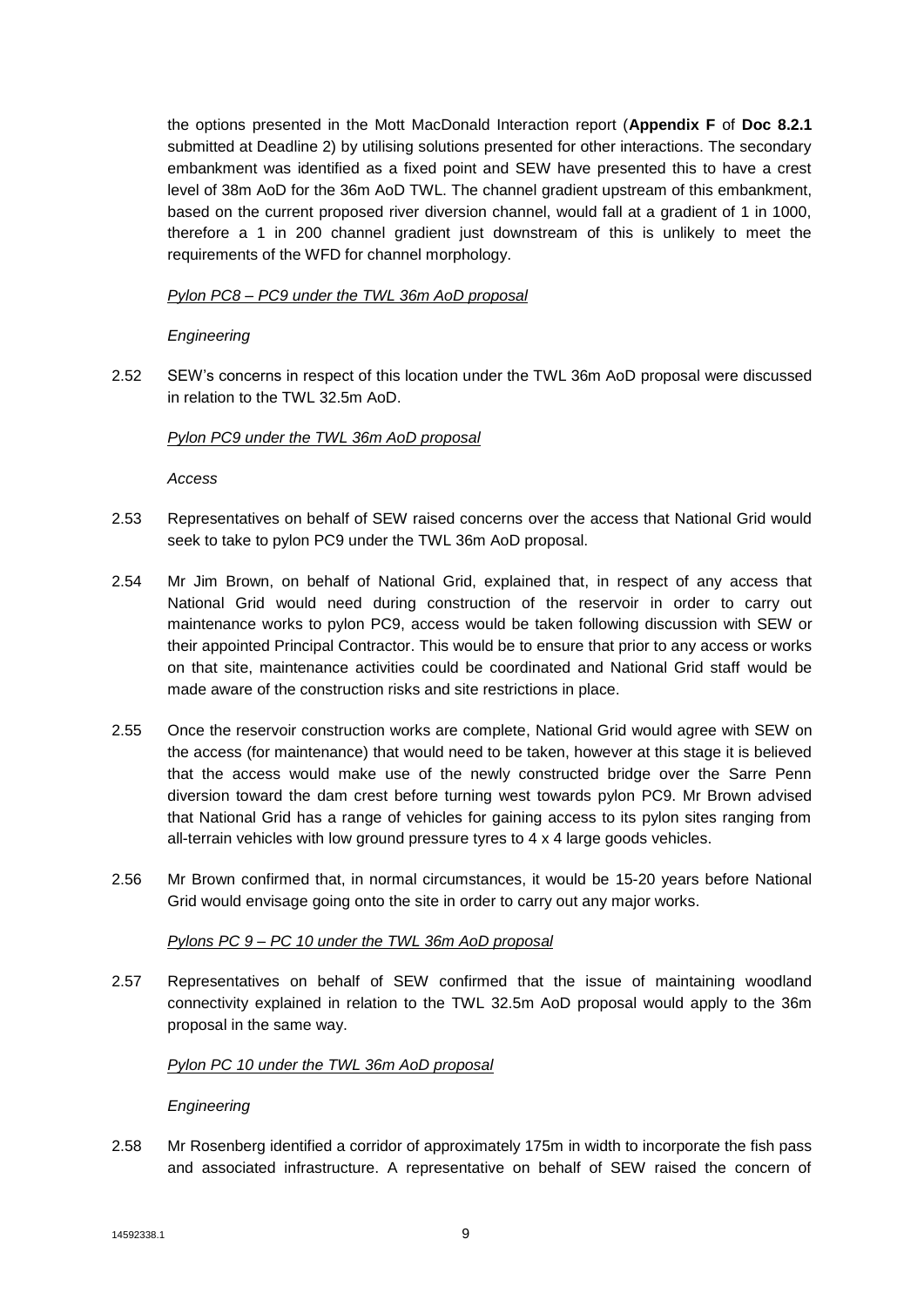the options presented in the Mott MacDonald Interaction report (**Appendix F** of **Doc 8.2.1** submitted at Deadline 2) by utilising solutions presented for other interactions. The secondary embankment was identified as a fixed point and SEW have presented this to have a crest level of 38m AoD for the 36m AoD TWL. The channel gradient upstream of this embankment, based on the current proposed river diversion channel, would fall at a gradient of 1 in 1000, therefore a 1 in 200 channel gradient just downstream of this is unlikely to meet the requirements of the WFD for channel morphology.

<u>*Pylon PC8 – PC9 under the TWL 36m AoD proposal*</u>

*Engineering*

2.52 SEW's concerns in respect of this location under the TWL 36m AoD proposal were discussed in relation to the TWL 32.5m AoD.

<u>*Pylon PC9 under the TWL 36m AoD proposal*</u>

*Access*

2.53 Representatives on behalf of SEW raised concerns over the access that National Grid would seek to take to pylon PC9 under the TWL 36m AoD proposal.

2.54 Mr Jim Brown, on behalf of National Grid, explained that, in respect of any access that National Grid would need during construction of the reservoir in order to carry out maintenance works to pylon PC9, access would be taken following discussion with SEW or their appointed Principal Contractor. This would be to ensure that prior to any access or works on that site, maintenance activities could be coordinated and National Grid staff would be made aware of the construction risks and site restrictions in place.

2.55 Once the reservoir construction works are complete, National Grid would agree with SEW on the access (for maintenance) that would need to be taken, however at this stage it is believed that the access would make use of the newly constructed bridge over the Sarre Penn diversion toward the dam crest before turning west towards pylon PC9. Mr Brown advised that National Grid has a range of vehicles for gaining access to its pylon sites ranging from all-terrain vehicles with low ground pressure tyres to 4 x 4 large goods vehicles.

2.56 Mr Brown confirmed that, in normal circumstances, it would be 15-20 years before National Grid would envisage going onto the site in order to carry out any major works.

<u>*Pylons PC 9 – PC 10 under the TWL 36m AoD proposal*</u>

2.57 Representatives on behalf of SEW confirmed that the issue of maintaining woodland connectivity explained in relation to the TWL 32.5m AoD proposal would apply to the 36m proposal in the same way.

<u>*Pylon PC 10 under the TWL 36m AoD proposal*</u>

*Engineering*

2.58 Mr Rosenberg identified a corridor of approximately 175m in width to incorporate the fish pass and associated infrastructure. A representative on behalf of SEW raised the concern of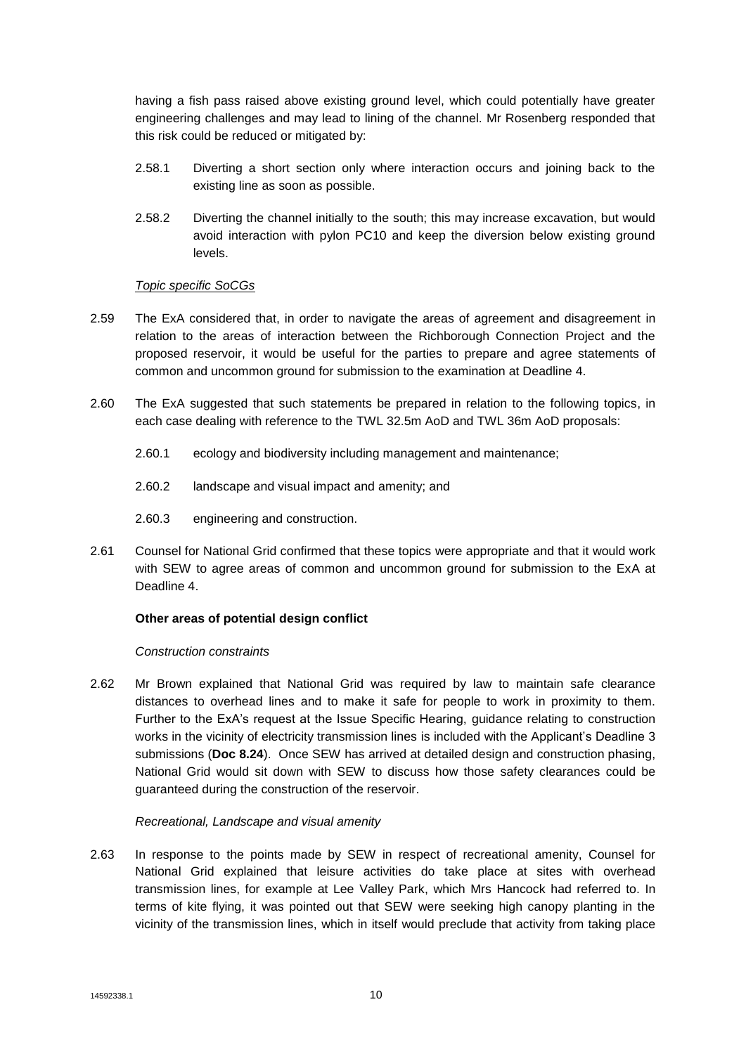having a fish pass raised above existing ground level, which could potentially have greater engineering challenges and may lead to lining of the channel. Mr Rosenberg responded that this risk could be reduced or mitigated by:

2.58.1 Diverting a short section only where interaction occurs and joining back to the existing line as soon as possible.

2.58.2 Diverting the channel initially to the south; this may increase excavation, but would avoid interaction with pylon PC10 and keep the diversion below existing ground levels.

*Topic specific SoCGs*

2.59 The ExA considered that, in order to navigate the areas of agreement and disagreement in relation to the areas of interaction between the Richborough Connection Project and the proposed reservoir, it would be useful for the parties to prepare and agree statements of common and uncommon ground for submission to the examination at Deadline 4.

2.60 The ExA suggested that such statements be prepared in relation to the following topics, in each case dealing with reference to the TWL 32.5m AoD and TWL 36m AoD proposals:

2.60.1 ecology and biodiversity including management and maintenance;

2.60.2 landscape and visual impact and amenity; and

2.60.3 engineering and construction.

2.61 Counsel for National Grid confirmed that these topics were appropriate and that it would work with SEW to agree areas of common and uncommon ground for submission to the ExA at Deadline 4.

**Other areas of potential design conflict**

*Construction constraints*

2.62 Mr Brown explained that National Grid was required by law to maintain safe clearance distances to overhead lines and to make it safe for people to work in proximity to them. Further to the ExA's request at the Issue Specific Hearing, guidance relating to construction works in the vicinity of electricity transmission lines is included with the Applicant's Deadline 3 submissions (**Doc 8.24**). Once SEW has arrived at detailed design and construction phasing, National Grid would sit down with SEW to discuss how those safety clearances could be guaranteed during the construction of the reservoir.

*Recreational, Landscape and visual amenity*

2.63 In response to the points made by SEW in respect of recreational amenity, Counsel for National Grid explained that leisure activities do take place at sites with overhead transmission lines, for example at Lee Valley Park, which Mrs Hancock had referred to. In terms of kite flying, it was pointed out that SEW were seeking high canopy planting in the vicinity of the transmission lines, which in itself would preclude that activity from taking place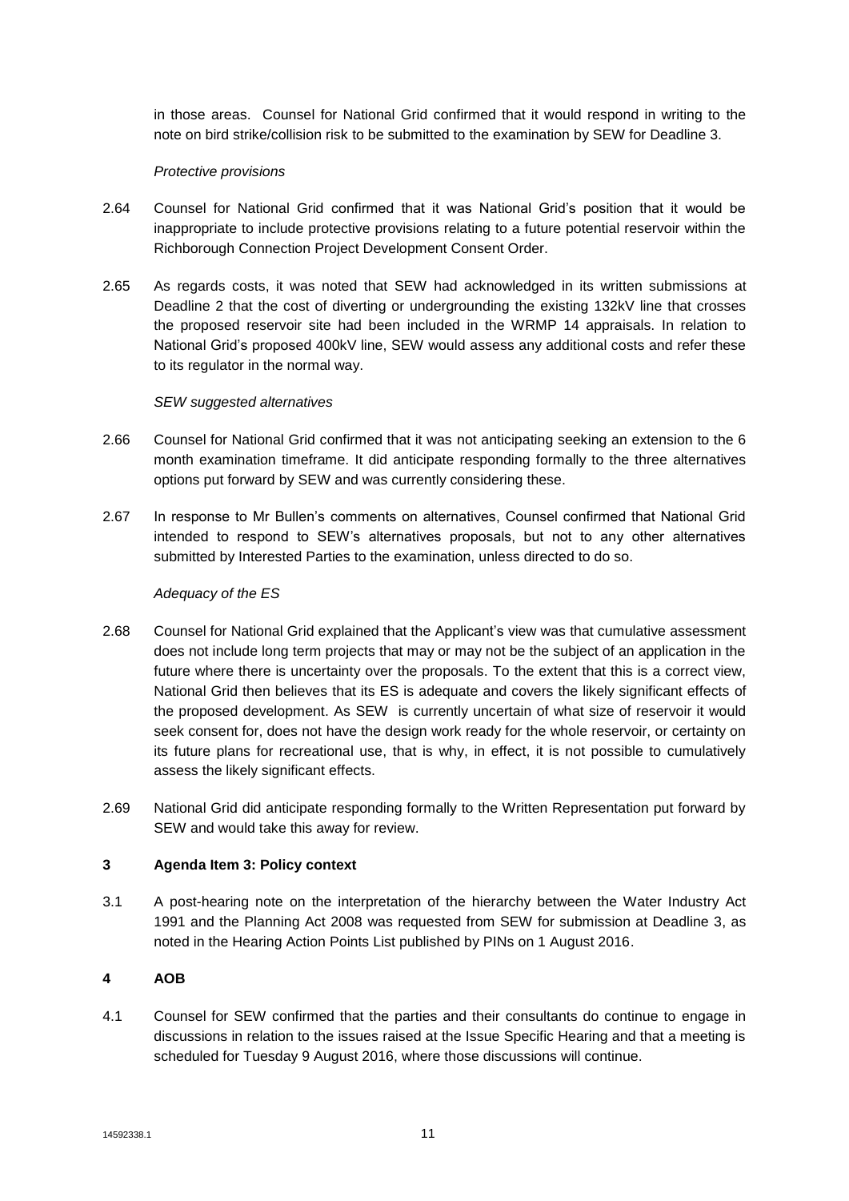in those areas. Counsel for National Grid confirmed that it would respond in writing to the note on bird strike/collision risk to be submitted to the examination by SEW for Deadline 3.

*Protective provisions*

2.64 Counsel for National Grid confirmed that it was National Grid's position that it would be inappropriate to include protective provisions relating to a future potential reservoir within the Richborough Connection Project Development Consent Order.

2.65 As regards costs, it was noted that SEW had acknowledged in its written submissions at Deadline 2 that the cost of diverting or undergrounding the existing 132kV line that crosses the proposed reservoir site had been included in the WRMP 14 appraisals. In relation to National Grid's proposed 400kV line, SEW would assess any additional costs and refer these to its regulator in the normal way.

*SEW suggested alternatives*

2.66 Counsel for National Grid confirmed that it was not anticipating seeking an extension to the 6 month examination timeframe. It did anticipate responding formally to the three alternatives options put forward by SEW and was currently considering these.

2.67 In response to Mr Bullen's comments on alternatives, Counsel confirmed that National Grid intended to respond to SEW's alternatives proposals, but not to any other alternatives submitted by Interested Parties to the examination, unless directed to do so.

*Adequacy of the ES*

2.68 Counsel for National Grid explained that the Applicant's view was that cumulative assessment does not include long term projects that may or may not be the subject of an application in the future where there is uncertainty over the proposals. To the extent that this is a correct view, National Grid then believes that its ES is adequate and covers the likely significant effects of the proposed development. As SEW is currently uncertain of what size of reservoir it would seek consent for, does not have the design work ready for the whole reservoir, or certainty on its future plans for recreational use, that is why, in effect, it is not possible to cumulatively assess the likely significant effects.

2.69 National Grid did anticipate responding formally to the Written Representation put forward by SEW and would take this away for review.

## 3 Agenda Item 3: Policy context

3.1 A post-hearing note on the interpretation of the hierarchy between the Water Industry Act 1991 and the Planning Act 2008 was requested from SEW for submission at Deadline 3, as noted in the Hearing Action Points List published by PINs on 1 August 2016.

## 4 AOB

4.1 Counsel for SEW confirmed that the parties and their consultants do continue to engage in discussions in relation to the issues raised at the Issue Specific Hearing and that a meeting is scheduled for Tuesday 9 August 2016, where those discussions will continue.